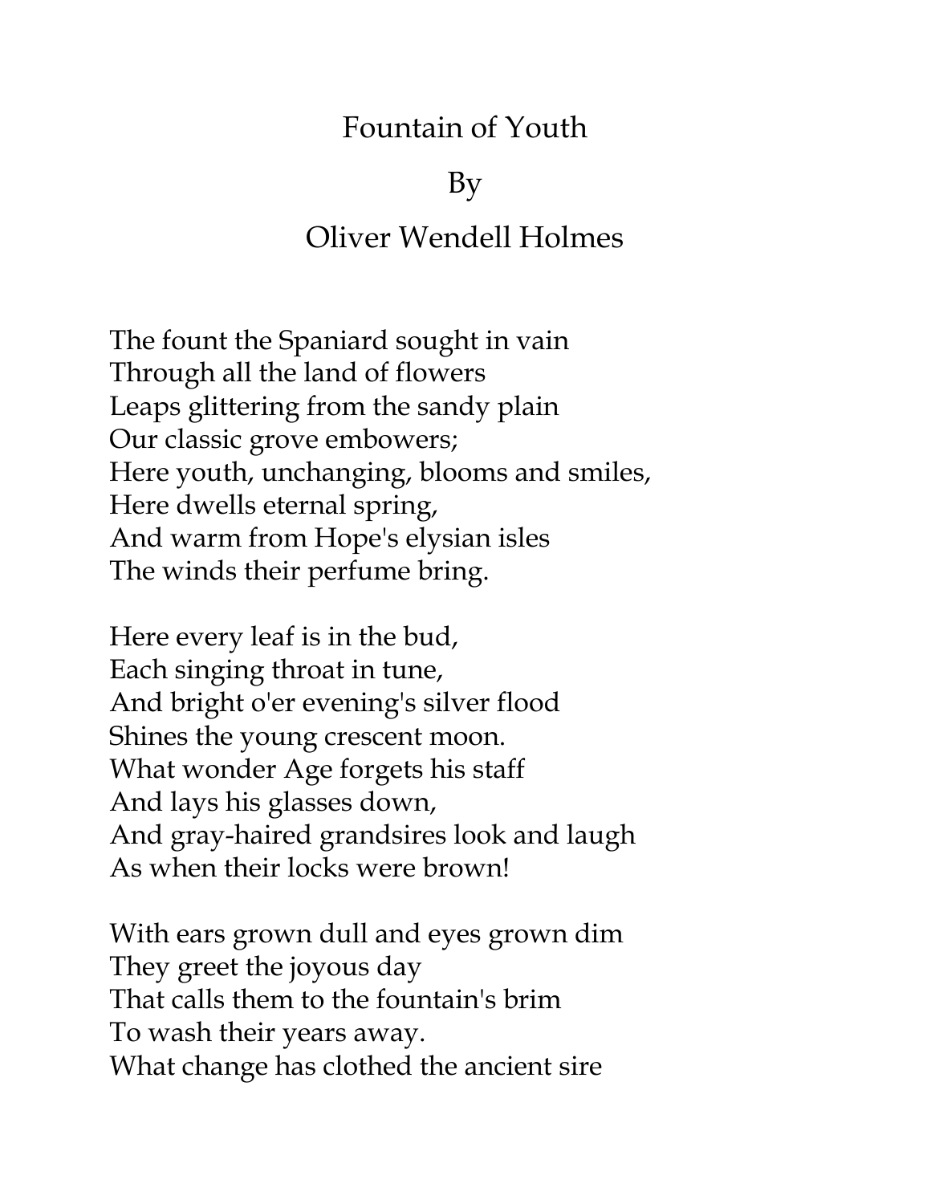# Fountain of Youth

By

Oliver Wendell Holmes

The fount the Spaniard sought in vain
Through all the land of flowers
Leaps glittering from the sandy plain
Our classic grove embowers;
Here youth, unchanging, blooms and smiles,
Here dwells eternal spring,
And warm from Hope's elysian isles
The winds their perfume bring.

Here every leaf is in the bud,
Each singing throat in tune,
And bright o'er evening's silver flood
Shines the young crescent moon.
What wonder Age forgets his staff
And lays his glasses down,
And gray-haired grandsires look and laugh
As when their locks were brown!

With ears grown dull and eyes grown dim
They greet the joyous day
That calls them to the fountain's brim
To wash their years away.
What change has clothed the ancient sire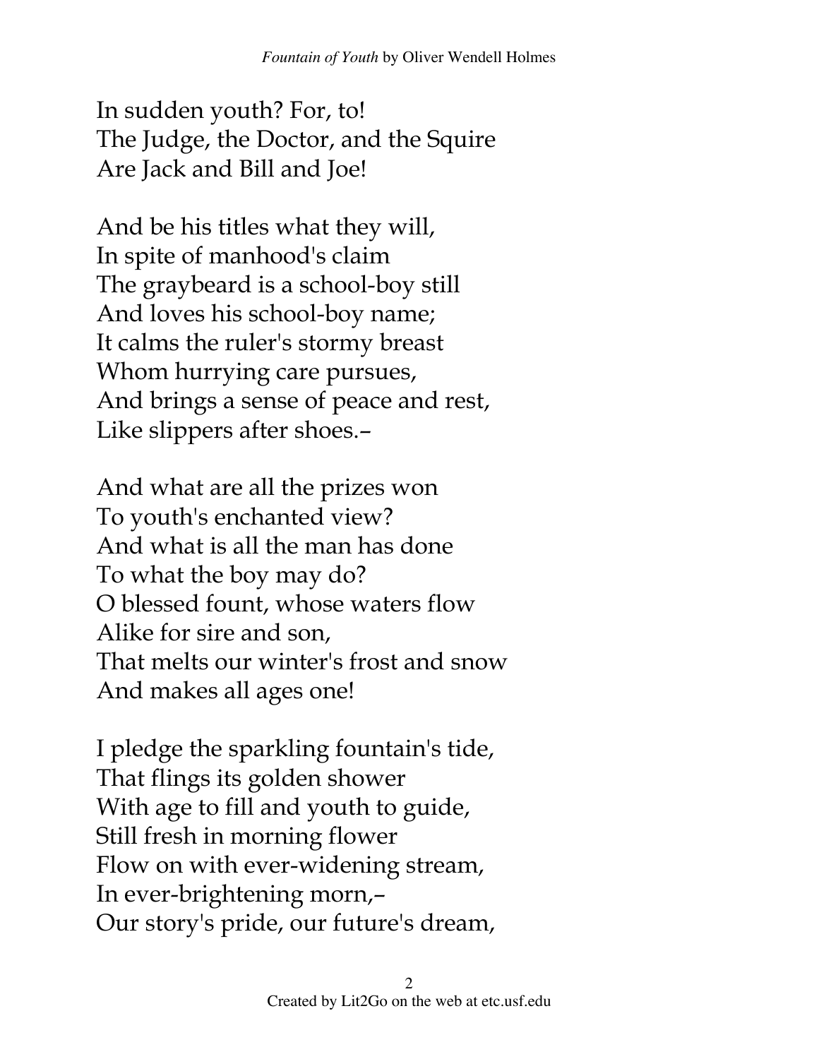In sudden youth? For, to!
The Judge, the Doctor, and the Squire
Are Jack and Bill and Joe!

And be his titles what they will,
In spite of manhood's claim
The graybeard is a school-boy still
And loves his school-boy name;
It calms the ruler's stormy breast
Whom hurrying care pursues,
And brings a sense of peace and rest,
Like slippers after shoes.–

And what are all the prizes won
To youth's enchanted view?
And what is all the man has done
To what the boy may do?
O blessed fount, whose waters flow
Alike for sire and son,
That melts our winter's frost and snow
And makes all ages one!

I pledge the sparkling fountain's tide,
That flings its golden shower
With age to fill and youth to guide,
Still fresh in morning flower
Flow on with ever-widening stream,
In ever-brightening morn,–
Our story's pride, our future's dream,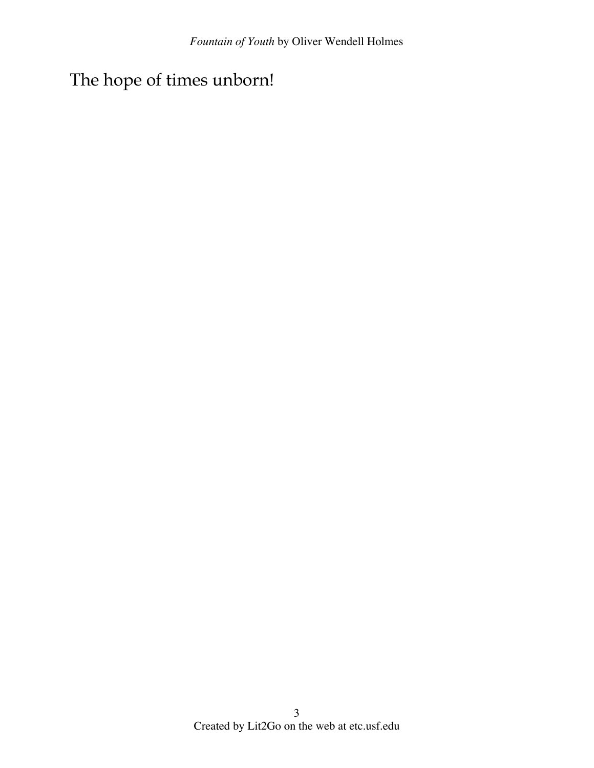The hope of times unborn!